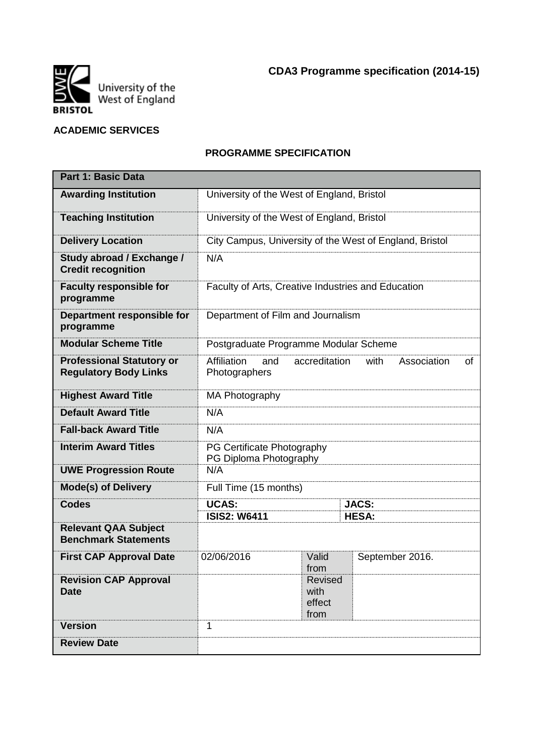**CDA3 Programme specification (2014-15)**

University of the West of England BRISTOL

**ACADEMIC SERVICES**

## PROGRAMME SPECIFICATION

| **Part 1: Basic Data** | | | |
|---|---|---|---|
| **Awarding Institution** | University of the West of England, Bristol | | |
| **Teaching Institution** | University of the West of England, Bristol | | |
| **Delivery Location** | City Campus, University of the West of England, Bristol | | |
| **Study abroad / Exchange / Credit recognition** | N/A | | |
| **Faculty responsible for programme** | Faculty of Arts, Creative Industries and Education | | |
| **Department responsible for programme** | Department of Film and Journalism | | |
| **Modular Scheme Title** | Postgraduate Programme Modular Scheme | | |
| **Professional Statutory or Regulatory Body Links** | Affiliation and accreditation with Association of Photographers | | |
| **Highest Award Title** | MA Photography | | |
| **Default Award Title** | N/A | | |
| **Fall-back Award Title** | N/A | | |
| **Interim Award Titles** | PG Certificate Photography<br>PG Diploma Photography | | |
| **UWE Progression Route** | N/A | | |
| **Mode(s) of Delivery** | Full Time (15 months) | | |
| **Codes** | **UCAS:** | **JACS:** | |
| | **ISIS2: W6411** | **HESA:** | |
| **Relevant QAA Subject Benchmark Statements** | | | |
| **First CAP Approval Date** | 02/06/2016 | Valid from | September 2016. |
| **Revision CAP Approval Date** | | Revised with effect from | |
| **Version** | 1 | | |
| **Review Date** | | | |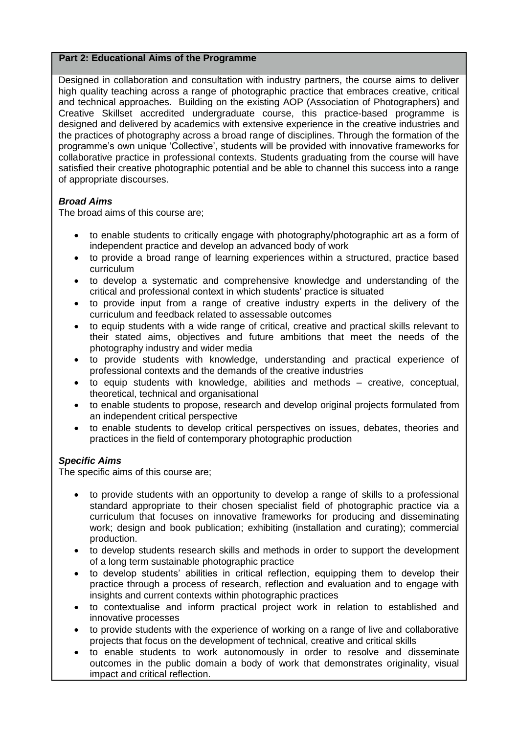## Part 2: Educational Aims of the Programme

Designed in collaboration and consultation with industry partners, the course aims to deliver high quality teaching across a range of photographic practice that embraces creative, critical and technical approaches. Building on the existing AOP (Association of Photographers) and Creative Skillset accredited undergraduate course, this practice-based programme is designed and delivered by academics with extensive experience in the creative industries and the practices of photography across a broad range of disciplines. Through the formation of the programme's own unique 'Collective', students will be provided with innovative frameworks for collaborative practice in professional contexts. Students graduating from the course will have satisfied their creative photographic potential and be able to channel this success into a range of appropriate discourses.

***Broad Aims***

The broad aims of this course are;

- to enable students to critically engage with photography/photographic art as a form of independent practice and develop an advanced body of work
- to provide a broad range of learning experiences within a structured, practice based curriculum
- to develop a systematic and comprehensive knowledge and understanding of the critical and professional context in which students' practice is situated
- to provide input from a range of creative industry experts in the delivery of the curriculum and feedback related to assessable outcomes
- to equip students with a wide range of critical, creative and practical skills relevant to their stated aims, objectives and future ambitions that meet the needs of the photography industry and wider media
- to provide students with knowledge, understanding and practical experience of professional contexts and the demands of the creative industries
- to equip students with knowledge, abilities and methods – creative, conceptual, theoretical, technical and organisational
- to enable students to propose, research and develop original projects formulated from an independent critical perspective
- to enable students to develop critical perspectives on issues, debates, theories and practices in the field of contemporary photographic production

***Specific Aims***

The specific aims of this course are;

- to provide students with an opportunity to develop a range of skills to a professional standard appropriate to their chosen specialist field of photographic practice via a curriculum that focuses on innovative frameworks for producing and disseminating work; design and book publication; exhibiting (installation and curating); commercial production.
- to develop students research skills and methods in order to support the development of a long term sustainable photographic practice
- to develop students' abilities in critical reflection, equipping them to develop their practice through a process of research, reflection and evaluation and to engage with insights and current contexts within photographic practices
- to contextualise and inform practical project work in relation to established and innovative processes
- to provide students with the experience of working on a range of live and collaborative projects that focus on the development of technical, creative and critical skills
- to enable students to work autonomously in order to resolve and disseminate outcomes in the public domain a body of work that demonstrates originality, visual impact and critical reflection.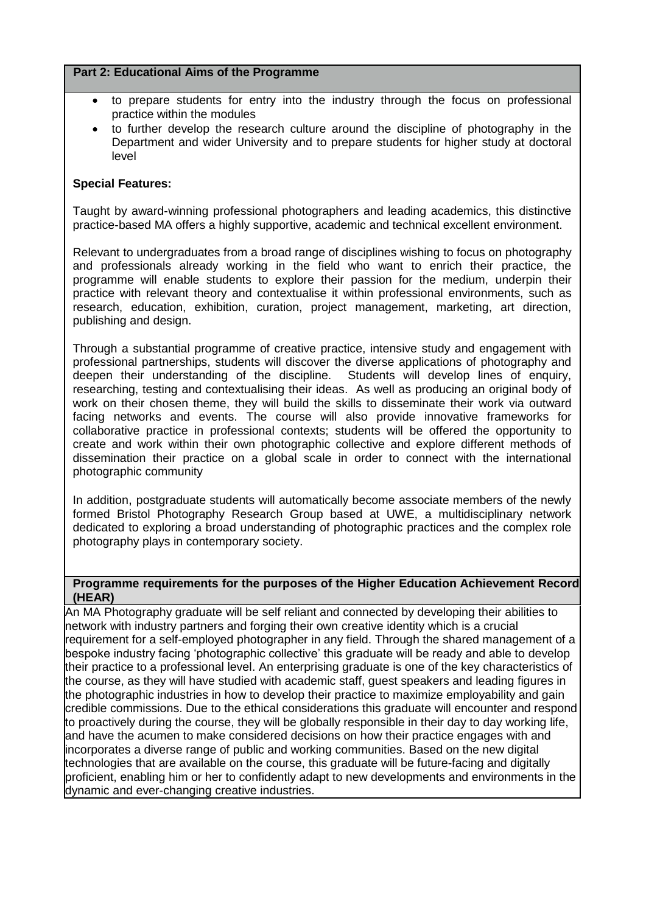## Part 2: Educational Aims of the Programme

- to prepare students for entry into the industry through the focus on professional practice within the modules
- to further develop the research culture around the discipline of photography in the Department and wider University and to prepare students for higher study at doctoral level

**Special Features:**

Taught by award-winning professional photographers and leading academics, this distinctive practice-based MA offers a highly supportive, academic and technical excellent environment.

Relevant to undergraduates from a broad range of disciplines wishing to focus on photography and professionals already working in the field who want to enrich their practice, the programme will enable students to explore their passion for the medium, underpin their practice with relevant theory and contextualise it within professional environments, such as research, education, exhibition, curation, project management, marketing, art direction, publishing and design.

Through a substantial programme of creative practice, intensive study and engagement with professional partnerships, students will discover the diverse applications of photography and deepen their understanding of the discipline. Students will develop lines of enquiry, researching, testing and contextualising their ideas. As well as producing an original body of work on their chosen theme, they will build the skills to disseminate their work via outward facing networks and events. The course will also provide innovative frameworks for collaborative practice in professional contexts; students will be offered the opportunity to create and work within their own photographic collective and explore different methods of dissemination their practice on a global scale in order to connect with the international photographic community

In addition, postgraduate students will automatically become associate members of the newly formed Bristol Photography Research Group based at UWE, a multidisciplinary network dedicated to exploring a broad understanding of photographic practices and the complex role photography plays in contemporary society.

## Programme requirements for the purposes of the Higher Education Achievement Record (HEAR)

An MA Photography graduate will be self reliant and connected by developing their abilities to network with industry partners and forging their own creative identity which is a crucial requirement for a self-employed photographer in any field. Through the shared management of a bespoke industry facing 'photographic collective' this graduate will be ready and able to develop their practice to a professional level. An enterprising graduate is one of the key characteristics of the course, as they will have studied with academic staff, guest speakers and leading figures in the photographic industries in how to develop their practice to maximize employability and gain credible commissions. Due to the ethical considerations this graduate will encounter and respond to proactively during the course, they will be globally responsible in their day to day working life, and have the acumen to make considered decisions on how their practice engages with and incorporates a diverse range of public and working communities. Based on the new digital technologies that are available on the course, this graduate will be future-facing and digitally proficient, enabling him or her to confidently adapt to new developments and environments in the dynamic and ever-changing creative industries.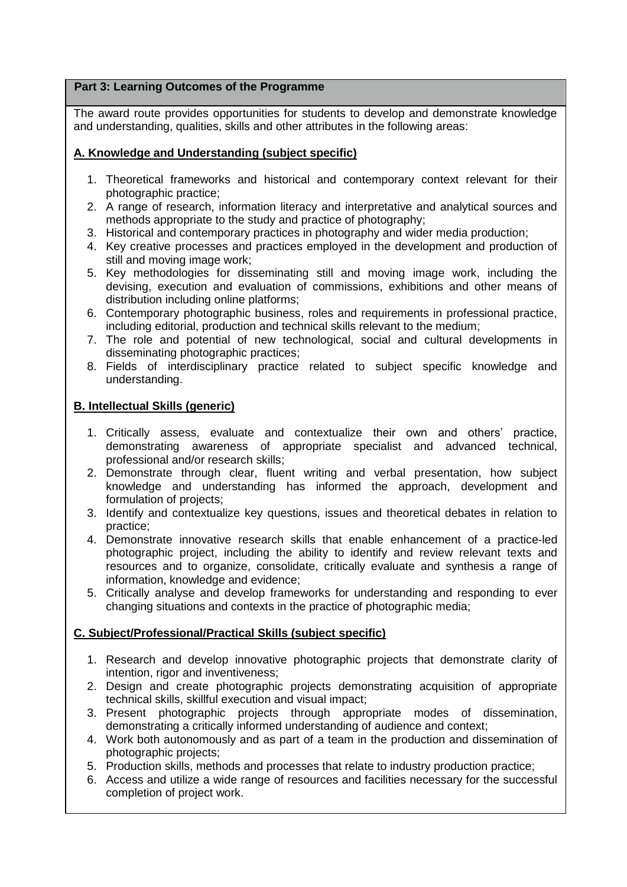## Part 3: Learning Outcomes of the Programme

The award route provides opportunities for students to develop and demonstrate knowledge and understanding, qualities, skills and other attributes in the following areas:

### A. Knowledge and Understanding (subject specific)

1. Theoretical frameworks and historical and contemporary context relevant for their photographic practice;
2. A range of research, information literacy and interpretative and analytical sources and methods appropriate to the study and practice of photography;
3. Historical and contemporary practices in photography and wider media production;
4. Key creative processes and practices employed in the development and production of still and moving image work;
5. Key methodologies for disseminating still and moving image work, including the devising, execution and evaluation of commissions, exhibitions and other means of distribution including online platforms;
6. Contemporary photographic business, roles and requirements in professional practice, including editorial, production and technical skills relevant to the medium;
7. The role and potential of new technological, social and cultural developments in disseminating photographic practices;
8. Fields of interdisciplinary practice related to subject specific knowledge and understanding.

### B. Intellectual Skills (generic)

1. Critically assess, evaluate and contextualize their own and others' practice, demonstrating awareness of appropriate specialist and advanced technical, professional and/or research skills;
2. Demonstrate through clear, fluent writing and verbal presentation, how subject knowledge and understanding has informed the approach, development and formulation of projects;
3. Identify and contextualize key questions, issues and theoretical debates in relation to practice;
4. Demonstrate innovative research skills that enable enhancement of a practice-led photographic project, including the ability to identify and review relevant texts and resources and to organize, consolidate, critically evaluate and synthesis a range of information, knowledge and evidence;
5. Critically analyse and develop frameworks for understanding and responding to ever changing situations and contexts in the practice of photographic media;

### C. Subject/Professional/Practical Skills (subject specific)

1. Research and develop innovative photographic projects that demonstrate clarity of intention, rigor and inventiveness;
2. Design and create photographic projects demonstrating acquisition of appropriate technical skills, skillful execution and visual impact;
3. Present photographic projects through appropriate modes of dissemination, demonstrating a critically informed understanding of audience and context;
4. Work both autonomously and as part of a team in the production and dissemination of photographic projects;
5. Production skills, methods and processes that relate to industry production practice;
6. Access and utilize a wide range of resources and facilities necessary for the successful completion of project work.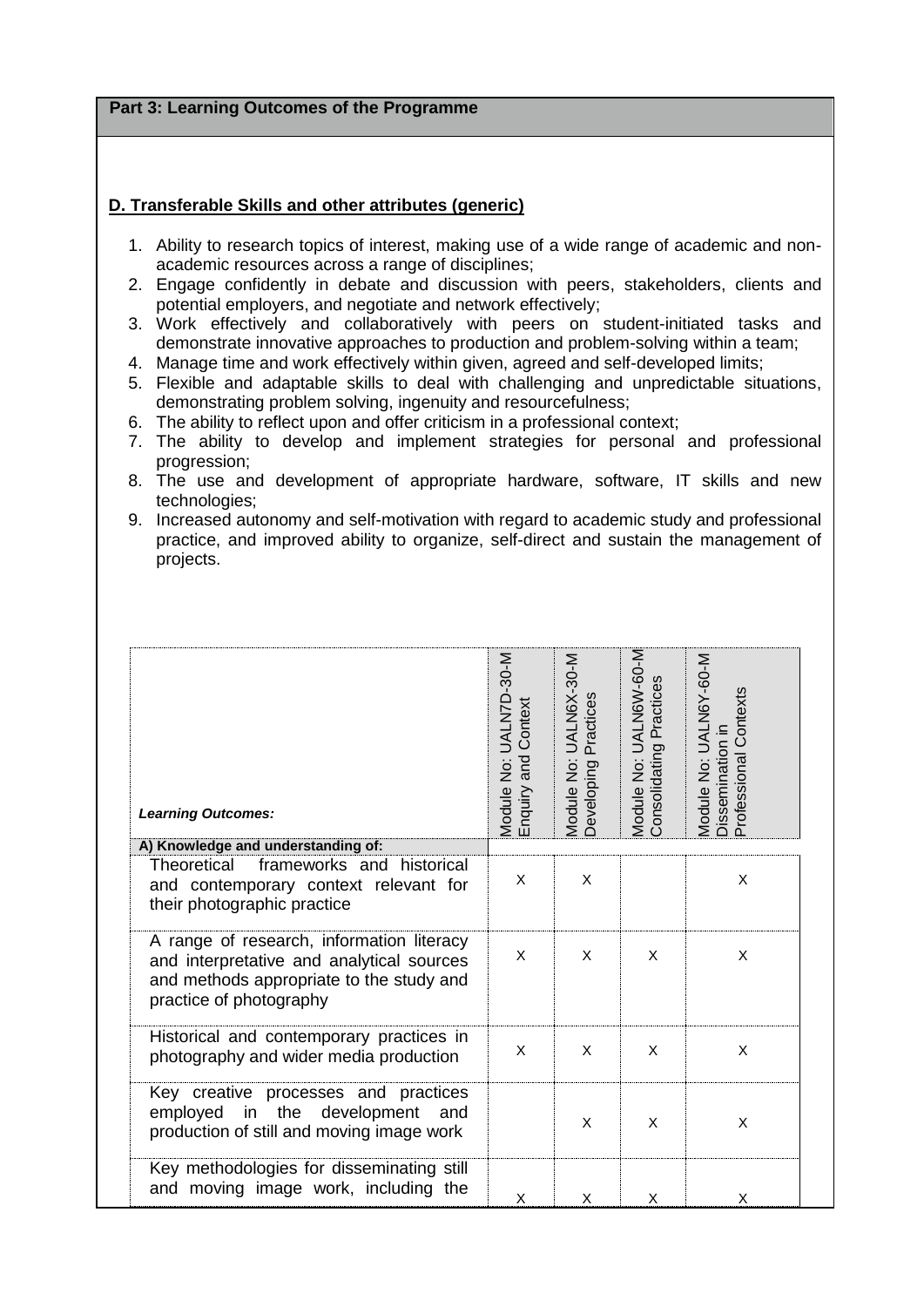## Part 3: Learning Outcomes of the Programme

**D. Transferable Skills and other attributes (generic)**

1. Ability to research topics of interest, making use of a wide range of academic and non-academic resources across a range of disciplines;
2. Engage confidently in debate and discussion with peers, stakeholders, clients and potential employers, and negotiate and network effectively;
3. Work effectively and collaboratively with peers on student-initiated tasks and demonstrate innovative approaches to production and problem-solving within a team;
4. Manage time and work effectively within given, agreed and self-developed limits;
5. Flexible and adaptable skills to deal with challenging and unpredictable situations, demonstrating problem solving, ingenuity and resourcefulness;
6. The ability to reflect upon and offer criticism in a professional context;
7. The ability to develop and implement strategies for personal and professional progression;
8. The use and development of appropriate hardware, software, IT skills and new technologies;
9. Increased autonomy and self-motivation with regard to academic study and professional practice, and improved ability to organize, self-direct and sustain the management of projects.

| *Learning Outcomes:* | Module No: UALN7D-30-M Enquiry and Context | Module No: UALN6X-30-M Developing Practices | Module No: UALN6W-60-M Consolidating Practices | Module No: UALN6Y-60-M Dissemination in Professional Contexts |
|---|---|---|---|---|
| **A) Knowledge and understanding of:** | | | | |
| Theoretical frameworks and historical and contemporary context relevant for their photographic practice | X | X | | X |
| A range of research, information literacy and interpretative and analytical sources and methods appropriate to the study and practice of photography | X | X | X | X |
| Historical and contemporary practices in photography and wider media production | X | X | X | X |
| Key creative processes and practices employed in the development and production of still and moving image work | | X | X | X |
| Key methodologies for disseminating still and moving image work, including the | X | X | X | X |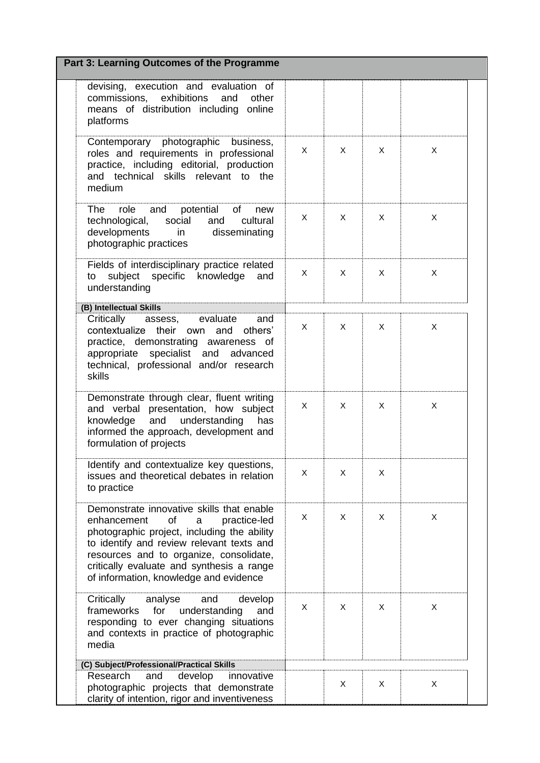## Part 3: Learning Outcomes of the Programme

| | | | | |
|---|---|---|---|---|
| devising, execution and evaluation of commissions, exhibitions and other means of distribution including online platforms | | | | |
| Contemporary photographic business, roles and requirements in professional practice, including editorial, production and technical skills relevant to the medium | X | X | X | X |
| The role and potential of new technological, social and cultural developments in disseminating photographic practices | X | X | X | X |
| Fields of interdisciplinary practice related to subject specific knowledge and understanding | X | X | X | X |
| **(B) Intellectual Skills** | | | | |
| Critically assess, evaluate and contextualize their own and others' practice, demonstrating awareness of appropriate specialist and advanced technical, professional and/or research skills | X | X | X | X |
| Demonstrate through clear, fluent writing and verbal presentation, how subject knowledge and understanding has informed the approach, development and formulation of projects | X | X | X | X |
| Identify and contextualize key questions, issues and theoretical debates in relation to practice | X | X | X | |
| Demonstrate innovative skills that enable enhancement of a practice-led photographic project, including the ability to identify and review relevant texts and resources and to organize, consolidate, critically evaluate and synthesis a range of information, knowledge and evidence | X | X | X | X |
| Critically analyse and develop frameworks for understanding and responding to ever changing situations and contexts in practice of photographic media | X | X | X | X |
| **(C) Subject/Professional/Practical Skills** | | | | |
| Research and develop innovative photographic projects that demonstrate clarity of intention, rigor and inventiveness | | X | X | X |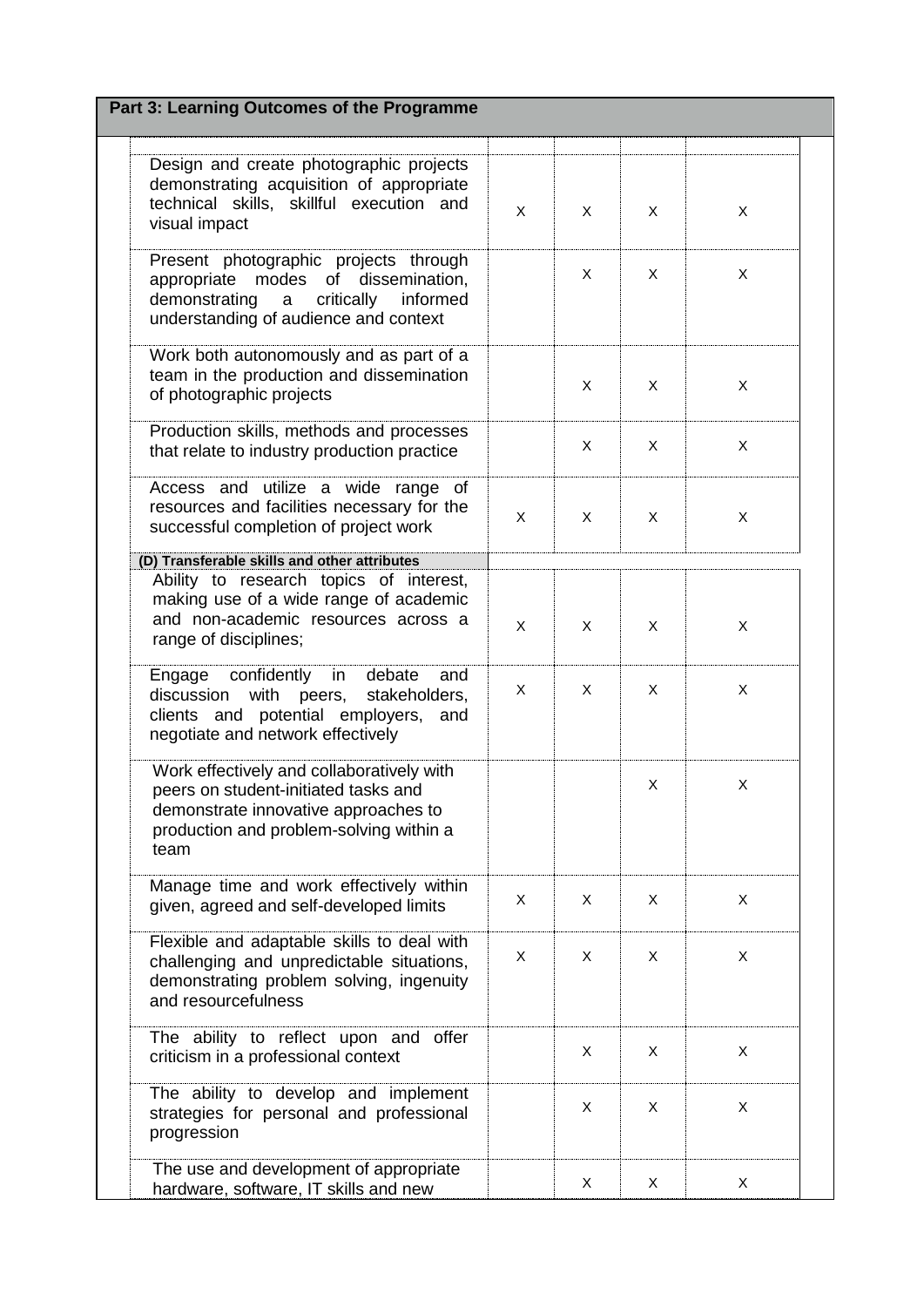## Part 3: Learning Outcomes of the Programme

| | | | | |
|---|---|---|---|---|
| Design and create photographic projects demonstrating acquisition of appropriate technical skills, skillful execution and visual impact | X | X | X | X |
| Present photographic projects through appropriate modes of dissemination, demonstrating a critically informed understanding of audience and context | | X | X | X |
| Work both autonomously and as part of a team in the production and dissemination of photographic projects | | X | X | X |
| Production skills, methods and processes that relate to industry production practice | | X | X | X |
| Access and utilize a wide range of resources and facilities necessary for the successful completion of project work | X | X | X | X |
| **(D) Transferable skills and other attributes** | | | | |
| Ability to research topics of interest, making use of a wide range of academic and non-academic resources across a range of disciplines; | X | X | X | X |
| Engage confidently in debate and discussion with peers, stakeholders, clients and potential employers, and negotiate and network effectively | X | X | X | X |
| Work effectively and collaboratively with peers on student-initiated tasks and demonstrate innovative approaches to production and problem-solving within a team | | | X | X |
| Manage time and work effectively within given, agreed and self-developed limits | X | X | X | X |
| Flexible and adaptable skills to deal with challenging and unpredictable situations, demonstrating problem solving, ingenuity and resourcefulness | X | X | X | X |
| The ability to reflect upon and offer criticism in a professional context | | X | X | X |
| The ability to develop and implement strategies for personal and professional progression | | X | X | X |
| The use and development of appropriate hardware, software, IT skills and new | | X | X | X |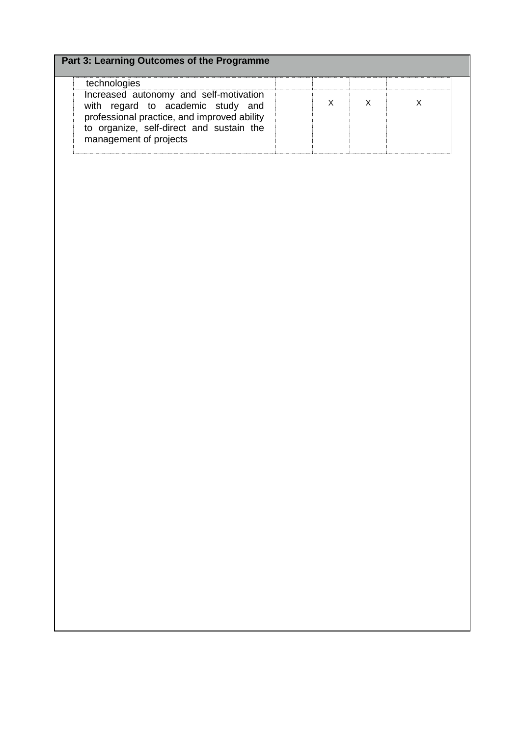**Part 3: Learning Outcomes of the Programme**

| | | | | |
|---|---|---|---|---|
| technologies | | | | |
| Increased autonomy and self-motivation with regard to academic study and professional practice, and improved ability to organize, self-direct and sustain the management of projects | | X | X | X |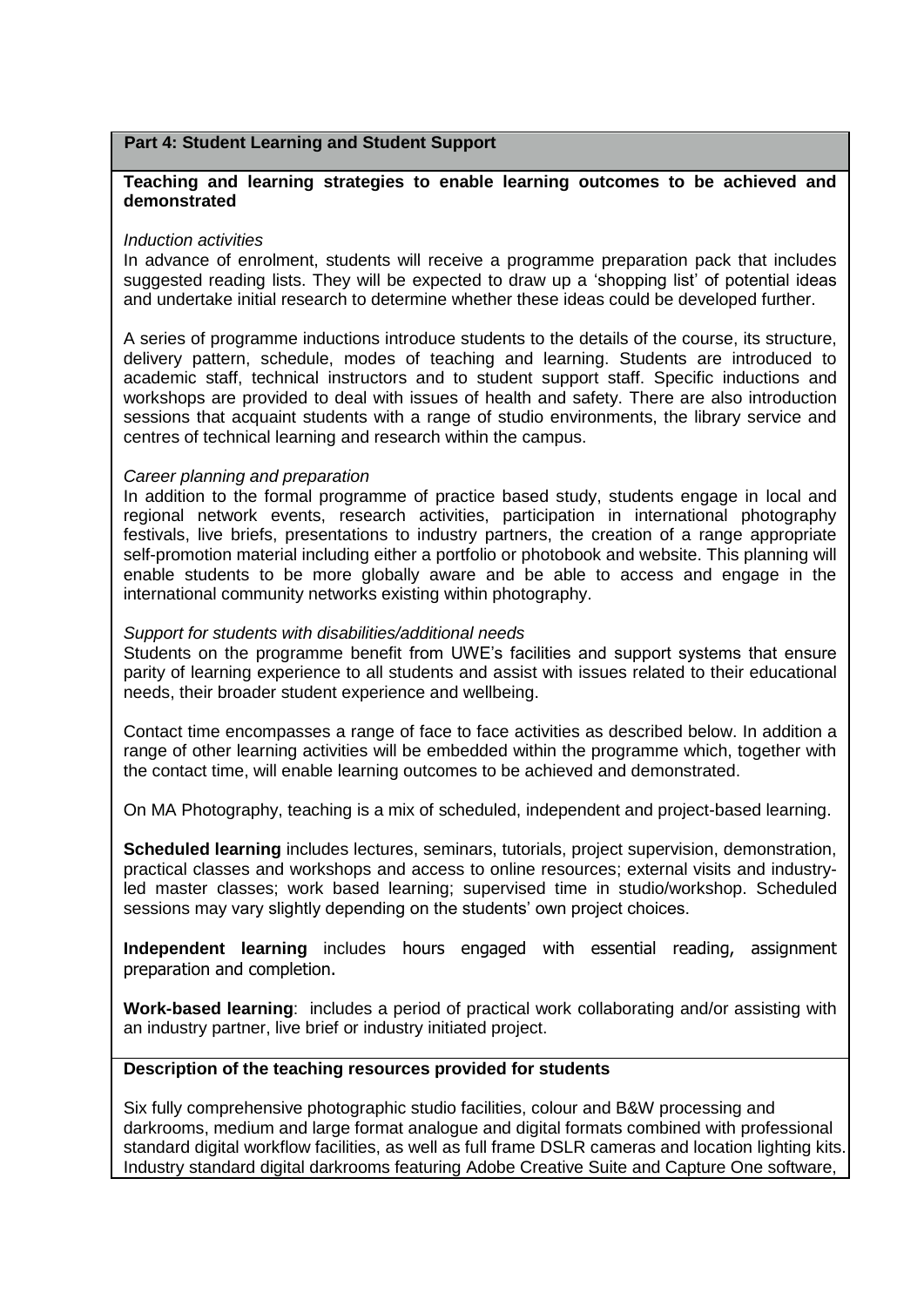## Part 4: Student Learning and Student Support

### Teaching and learning strategies to enable learning outcomes to be achieved and demonstrated

*Induction activities*

In advance of enrolment, students will receive a programme preparation pack that includes suggested reading lists. They will be expected to draw up a 'shopping list' of potential ideas and undertake initial research to determine whether these ideas could be developed further.

A series of programme inductions introduce students to the details of the course, its structure, delivery pattern, schedule, modes of teaching and learning. Students are introduced to academic staff, technical instructors and to student support staff. Specific inductions and workshops are provided to deal with issues of health and safety. There are also introduction sessions that acquaint students with a range of studio environments, the library service and centres of technical learning and research within the campus.

*Career planning and preparation*

In addition to the formal programme of practice based study, students engage in local and regional network events, research activities, participation in international photography festivals, live briefs, presentations to industry partners, the creation of a range appropriate self-promotion material including either a portfolio or photobook and website. This planning will enable students to be more globally aware and be able to access and engage in the international community networks existing within photography.

*Support for students with disabilities/additional needs*

Students on the programme benefit from UWE's facilities and support systems that ensure parity of learning experience to all students and assist with issues related to their educational needs, their broader student experience and wellbeing.

Contact time encompasses a range of face to face activities as described below. In addition a range of other learning activities will be embedded within the programme which, together with the contact time, will enable learning outcomes to be achieved and demonstrated.

On MA Photography, teaching is a mix of scheduled, independent and project-based learning.

**Scheduled learning** includes lectures, seminars, tutorials, project supervision, demonstration, practical classes and workshops and access to online resources; external visits and industry-led master classes; work based learning; supervised time in studio/workshop. Scheduled sessions may vary slightly depending on the students' own project choices.

**Independent learning** includes hours engaged with essential reading, assignment preparation and completion.

**Work-based learning**: includes a period of practical work collaborating and/or assisting with an industry partner, live brief or industry initiated project.

### Description of the teaching resources provided for students

Six fully comprehensive photographic studio facilities, colour and B&W processing and darkrooms, medium and large format analogue and digital formats combined with professional standard digital workflow facilities, as well as full frame DSLR cameras and location lighting kits. Industry standard digital darkrooms featuring Adobe Creative Suite and Capture One software,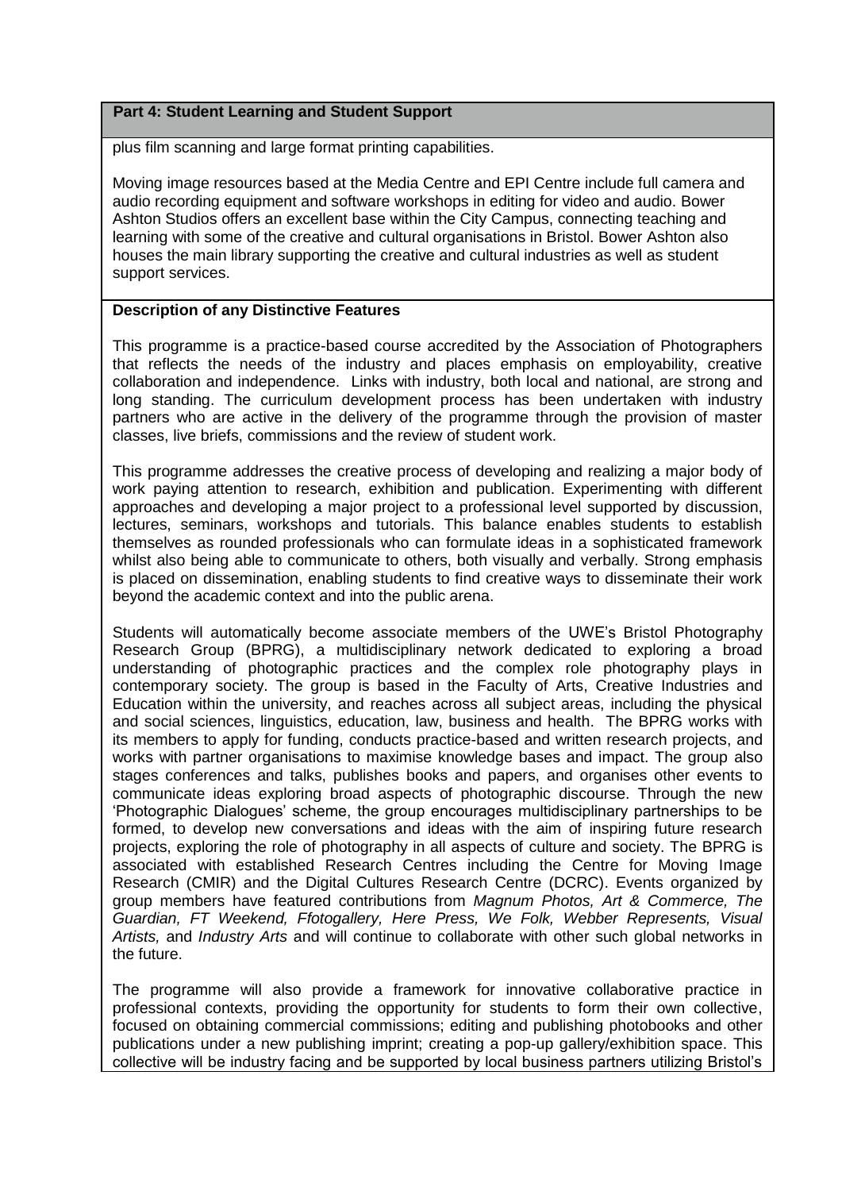**Part 4: Student Learning and Student Support**

plus film scanning and large format printing capabilities.

Moving image resources based at the Media Centre and EPI Centre include full camera and audio recording equipment and software workshops in editing for video and audio. Bower Ashton Studios offers an excellent base within the City Campus, connecting teaching and learning with some of the creative and cultural organisations in Bristol. Bower Ashton also houses the main library supporting the creative and cultural industries as well as student support services.

**Description of any Distinctive Features**

This programme is a practice-based course accredited by the Association of Photographers that reflects the needs of the industry and places emphasis on employability, creative collaboration and independence. Links with industry, both local and national, are strong and long standing. The curriculum development process has been undertaken with industry partners who are active in the delivery of the programme through the provision of master classes, live briefs, commissions and the review of student work.

This programme addresses the creative process of developing and realizing a major body of work paying attention to research, exhibition and publication. Experimenting with different approaches and developing a major project to a professional level supported by discussion, lectures, seminars, workshops and tutorials. This balance enables students to establish themselves as rounded professionals who can formulate ideas in a sophisticated framework whilst also being able to communicate to others, both visually and verbally. Strong emphasis is placed on dissemination, enabling students to find creative ways to disseminate their work beyond the academic context and into the public arena.

Students will automatically become associate members of the UWE's Bristol Photography Research Group (BPRG), a multidisciplinary network dedicated to exploring a broad understanding of photographic practices and the complex role photography plays in contemporary society. The group is based in the Faculty of Arts, Creative Industries and Education within the university, and reaches across all subject areas, including the physical and social sciences, linguistics, education, law, business and health. The BPRG works with its members to apply for funding, conducts practice-based and written research projects, and works with partner organisations to maximise knowledge bases and impact. The group also stages conferences and talks, publishes books and papers, and organises other events to communicate ideas exploring broad aspects of photographic discourse. Through the new 'Photographic Dialogues' scheme, the group encourages multidisciplinary partnerships to be formed, to develop new conversations and ideas with the aim of inspiring future research projects, exploring the role of photography in all aspects of culture and society. The BPRG is associated with established Research Centres including the Centre for Moving Image Research (CMIR) and the Digital Cultures Research Centre (DCRC). Events organized by group members have featured contributions from *Magnum Photos, Art & Commerce, The Guardian, FT Weekend, Ffotogallery, Here Press, We Folk, Webber Represents, Visual Artists,* and *Industry Arts* and will continue to collaborate with other such global networks in the future.

The programme will also provide a framework for innovative collaborative practice in professional contexts, providing the opportunity for students to form their own collective, focused on obtaining commercial commissions; editing and publishing photobooks and other publications under a new publishing imprint; creating a pop-up gallery/exhibition space. This collective will be industry facing and be supported by local business partners utilizing Bristol's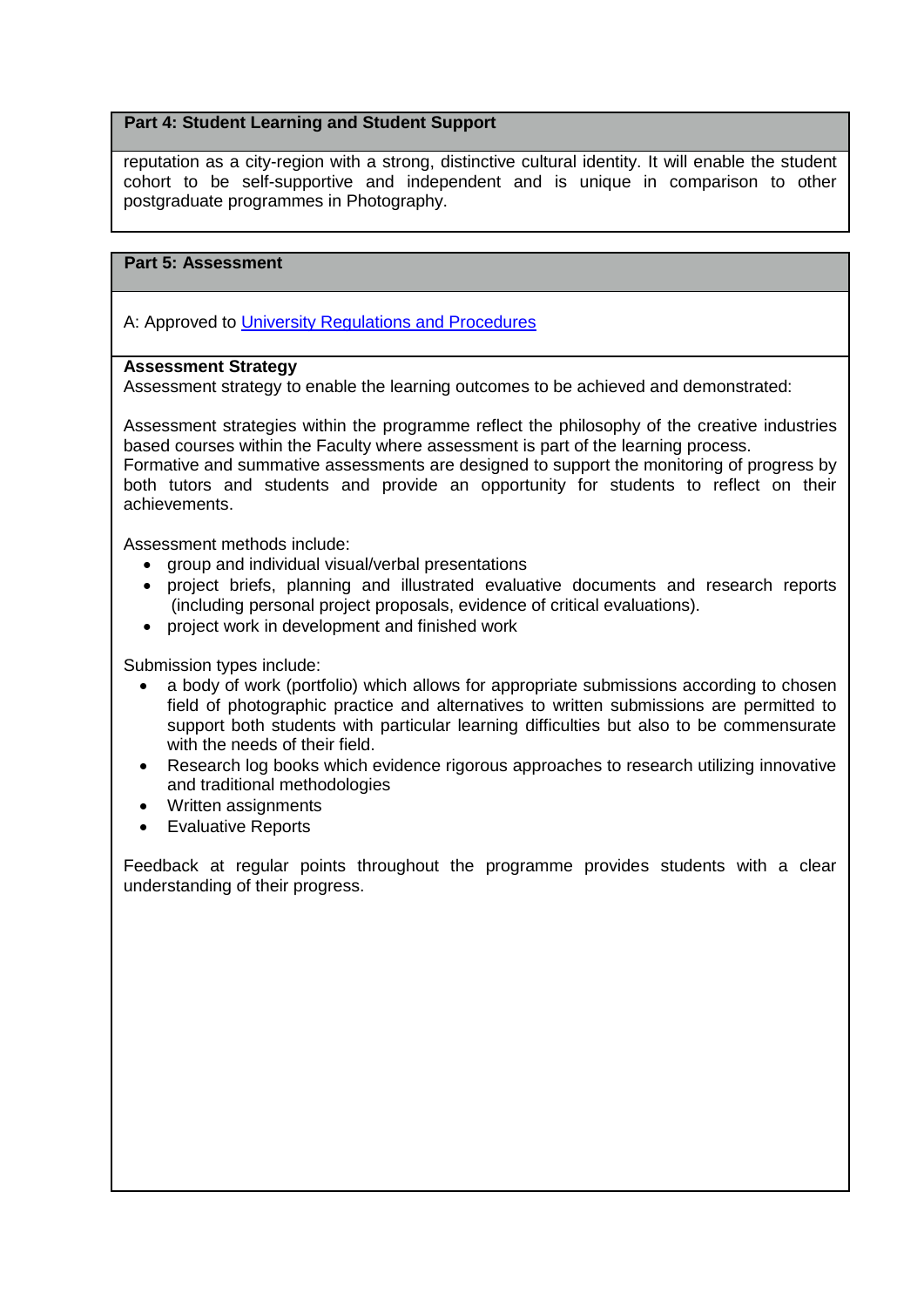## Part 4: Student Learning and Student Support

reputation as a city-region with a strong, distinctive cultural identity. It will enable the student cohort to be self-supportive and independent and is unique in comparison to other postgraduate programmes in Photography.

## Part 5: Assessment

A: Approved to University Regulations and Procedures

**Assessment Strategy**

Assessment strategy to enable the learning outcomes to be achieved and demonstrated:

Assessment strategies within the programme reflect the philosophy of the creative industries based courses within the Faculty where assessment is part of the learning process.
Formative and summative assessments are designed to support the monitoring of progress by both tutors and students and provide an opportunity for students to reflect on their achievements.

Assessment methods include:

- group and individual visual/verbal presentations
- project briefs, planning and illustrated evaluative documents and research reports (including personal project proposals, evidence of critical evaluations).
- project work in development and finished work

Submission types include:

- a body of work (portfolio) which allows for appropriate submissions according to chosen field of photographic practice and alternatives to written submissions are permitted to support both students with particular learning difficulties but also to be commensurate with the needs of their field.
- Research log books which evidence rigorous approaches to research utilizing innovative and traditional methodologies
- Written assignments
- Evaluative Reports

Feedback at regular points throughout the programme provides students with a clear understanding of their progress.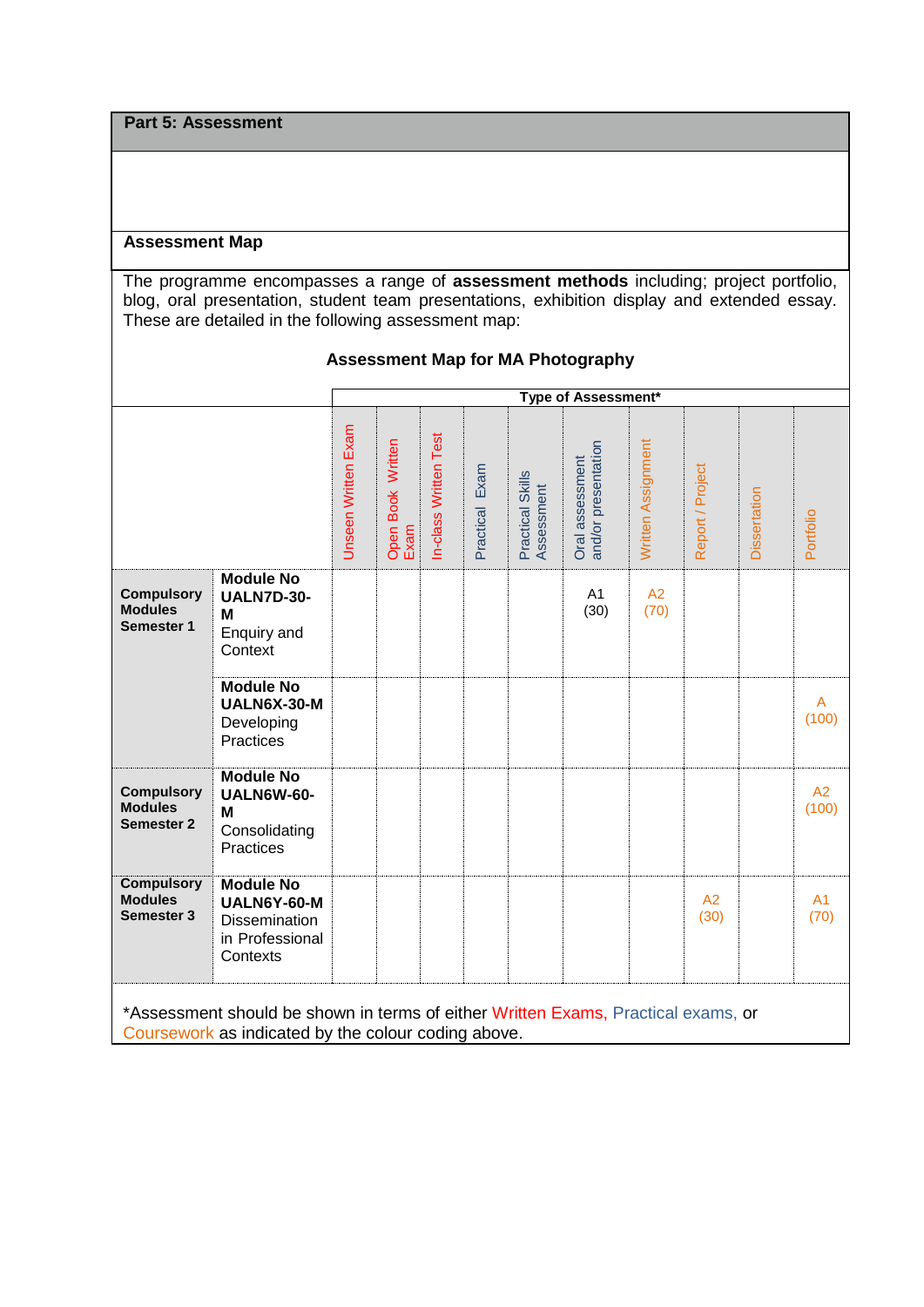## Part 5: Assessment

### Assessment Map

The programme encompasses a range of **assessment methods** including; project portfolio, blog, oral presentation, student team presentations, exhibition display and extended essay. These are detailed in the following assessment map:

**Assessment Map for MA Photography**

| | | Type of Assessment* | | | | | | | | | |
|---|---|---|---|---|---|---|---|---|---|---|---|
| | | Unseen Written Exam | Open Book Written Exam | In-class Written Test | Practical Exam | Practical Skills Assessment | Oral assessment and/or presentation | Written Assignment | Report / Project | Dissertation | Portfolio |
| **Compulsory Modules Semester 1** | **Module No UALN7D-30-M** Enquiry and Context | | | | | | A1 (30) | A2 (70) | | | |
| | **Module No UALN6X-30-M** Developing Practices | | | | | | | | | | A (100) |
| **Compulsory Modules Semester 2** | **Module No UALN6W-60-M** Consolidating Practices | | | | | | | | | | A2 (100) |
| **Compulsory Modules Semester 3** | **Module No UALN6Y-60-M** Dissemination in Professional Contexts | | | | | | | | A2 (30) | | A1 (70) |

*Assessment should be shown in terms of either Written Exams, Practical exams, or Coursework as indicated by the colour coding above.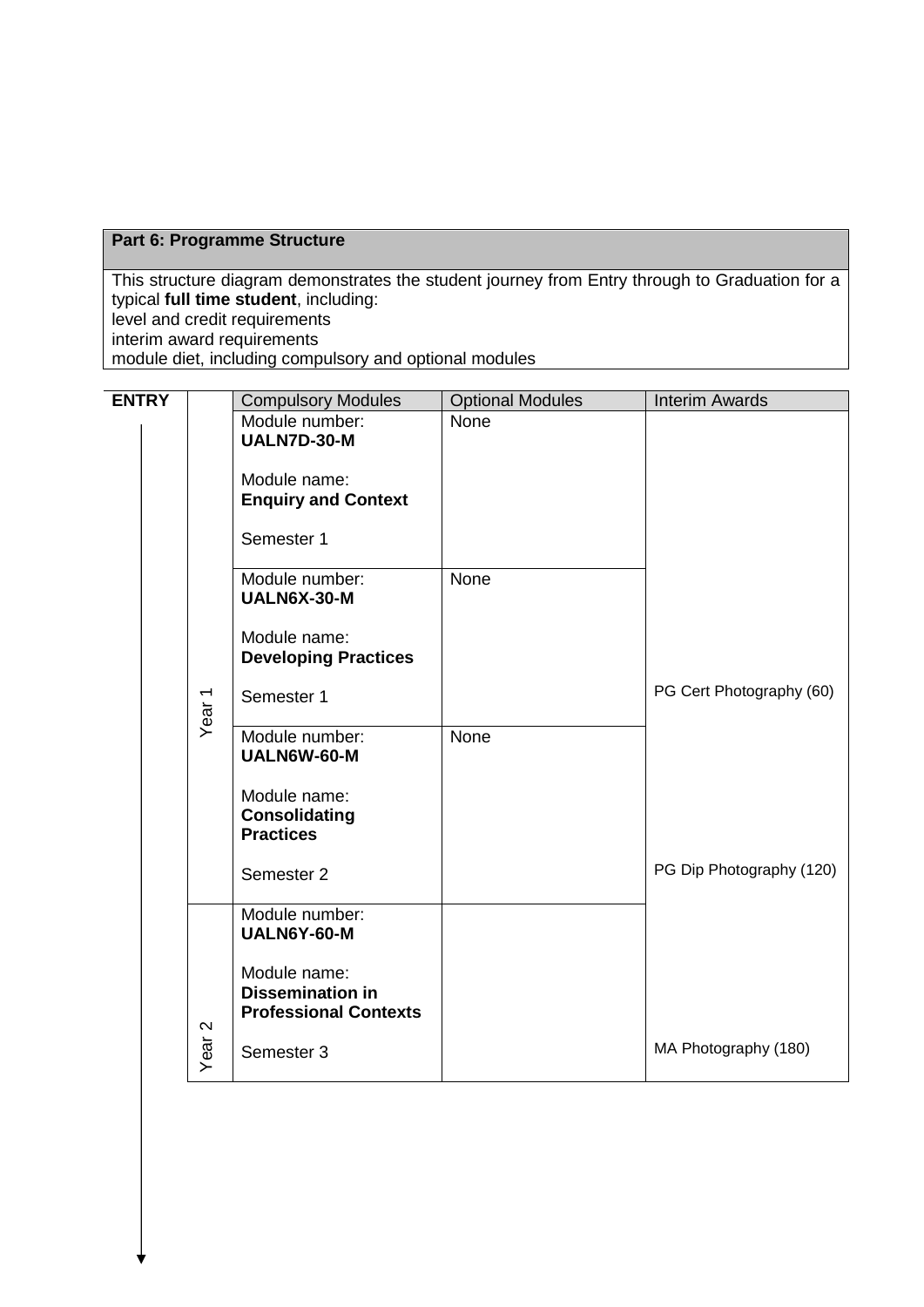| **Part 6: Programme Structure** |
|---|
| This structure diagram demonstrates the student journey from Entry through to Graduation for a typical **full time student**, including:<br>level and credit requirements<br>interim award requirements<br>module diet, including compulsory and optional modules |

**ENTRY**

| | Compulsory Modules | Optional Modules | Interim Awards |
|---|---|---|---|
| Year 1 | Module number:<br>**UALN7D-30-M**<br><br>Module name:<br>**Enquiry and Context**<br><br>Semester 1 | None | |
| | Module number:<br>**UALN6X-30-M**<br><br>Module name:<br>**Developing Practices**<br><br>Semester 1 | None | PG Cert Photography (60) |
| | Module number:<br>**UALN6W-60-M**<br><br>Module name:<br>**Consolidating Practices**<br><br>Semester 2 | None | PG Dip Photography (120) |
| Year 2 | Module number:<br>**UALN6Y-60-M**<br><br>Module name:<br>**Dissemination in Professional Contexts**<br><br>Semester 3 | | MA Photography (180) |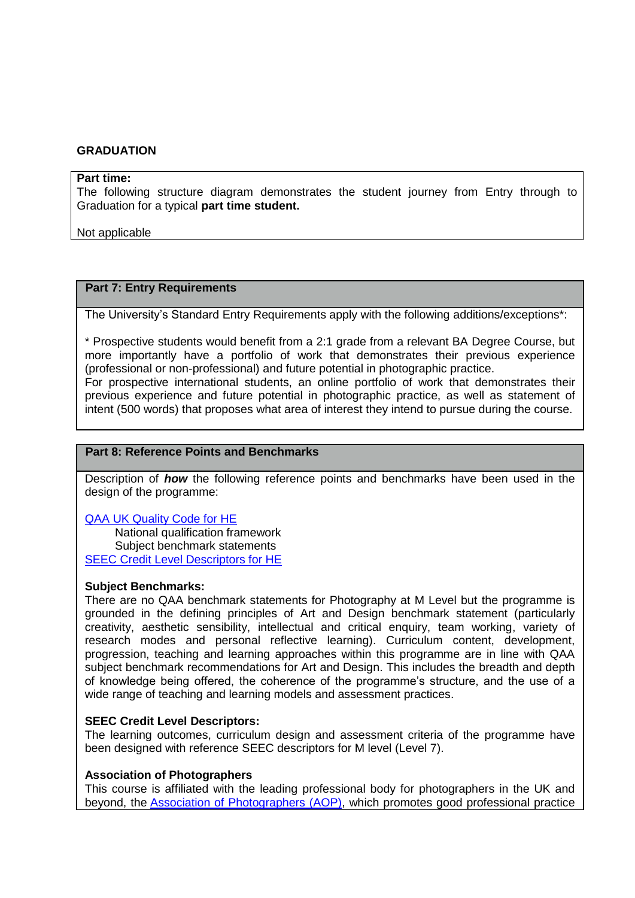**GRADUATION**

**Part time:**
The following structure diagram demonstrates the student journey from Entry through to Graduation for a typical **part time student.**

Not applicable

## Part 7: Entry Requirements

The University's Standard Entry Requirements apply with the following additions/exceptions*:

* Prospective students would benefit from a 2:1 grade from a relevant BA Degree Course, but more importantly have a portfolio of work that demonstrates their previous experience (professional or non-professional) and future potential in photographic practice.
For prospective international students, an online portfolio of work that demonstrates their previous experience and future potential in photographic practice, as well as statement of intent (500 words) that proposes what area of interest they intend to pursue during the course.

## Part 8: Reference Points and Benchmarks

Description of ***how*** the following reference points and benchmarks have been used in the design of the programme:

QAA UK Quality Code for HE
- National qualification framework
- Subject benchmark statements

SEEC Credit Level Descriptors for HE

**Subject Benchmarks:**
There are no QAA benchmark statements for Photography at M Level but the programme is grounded in the defining principles of Art and Design benchmark statement (particularly creativity, aesthetic sensibility, intellectual and critical enquiry, team working, variety of research modes and personal reflective learning). Curriculum content, development, progression, teaching and learning approaches within this programme are in line with QAA subject benchmark recommendations for Art and Design. This includes the breadth and depth of knowledge being offered, the coherence of the programme's structure, and the use of a wide range of teaching and learning models and assessment practices.

**SEEC Credit Level Descriptors:**
The learning outcomes, curriculum design and assessment criteria of the programme have been designed with reference SEEC descriptors for M level (Level 7).

**Association of Photographers**
This course is affiliated with the leading professional body for photographers in the UK and beyond, the Association of Photographers (AOP), which promotes good professional practice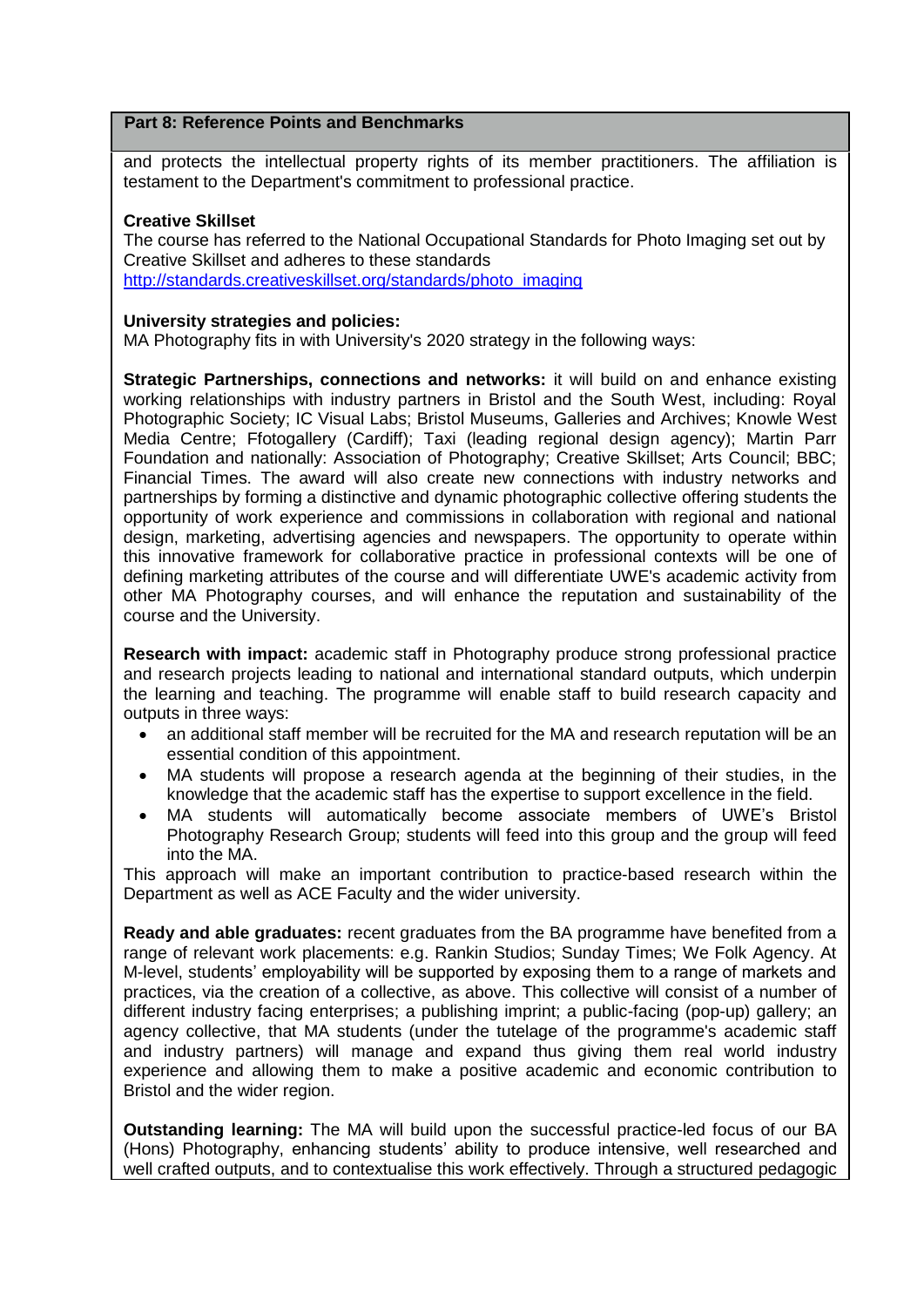**Part 8: Reference Points and Benchmarks**

and protects the intellectual property rights of its member practitioners. The affiliation is testament to the Department's commitment to professional practice.

**Creative Skillset**

The course has referred to the National Occupational Standards for Photo Imaging set out by Creative Skillset and adheres to these standards
http://standards.creativeskillset.org/standards/photo_imaging

**University strategies and policies:**

MA Photography fits in with University's 2020 strategy in the following ways:

**Strategic Partnerships, connections and networks:** it will build on and enhance existing working relationships with industry partners in Bristol and the South West, including: Royal Photographic Society; IC Visual Labs; Bristol Museums, Galleries and Archives; Knowle West Media Centre; Ffotogallery (Cardiff); Taxi (leading regional design agency); Martin Parr Foundation and nationally: Association of Photography; Creative Skillset; Arts Council; BBC; Financial Times. The award will also create new connections with industry networks and partnerships by forming a distinctive and dynamic photographic collective offering students the opportunity of work experience and commissions in collaboration with regional and national design, marketing, advertising agencies and newspapers. The opportunity to operate within this innovative framework for collaborative practice in professional contexts will be one of defining marketing attributes of the course and will differentiate UWE's academic activity from other MA Photography courses, and will enhance the reputation and sustainability of the course and the University.

**Research with impact:** academic staff in Photography produce strong professional practice and research projects leading to national and international standard outputs, which underpin the learning and teaching. The programme will enable staff to build research capacity and outputs in three ways:

- an additional staff member will be recruited for the MA and research reputation will be an essential condition of this appointment.
- MA students will propose a research agenda at the beginning of their studies, in the knowledge that the academic staff has the expertise to support excellence in the field.
- MA students will automatically become associate members of UWE's Bristol Photography Research Group; students will feed into this group and the group will feed into the MA.

This approach will make an important contribution to practice-based research within the Department as well as ACE Faculty and the wider university.

**Ready and able graduates:** recent graduates from the BA programme have benefited from a range of relevant work placements: e.g. Rankin Studios; Sunday Times; We Folk Agency. At M-level, students' employability will be supported by exposing them to a range of markets and practices, via the creation of a collective, as above. This collective will consist of a number of different industry facing enterprises; a publishing imprint; a public-facing (pop-up) gallery; an agency collective, that MA students (under the tutelage of the programme's academic staff and industry partners) will manage and expand thus giving them real world industry experience and allowing them to make a positive academic and economic contribution to Bristol and the wider region.

**Outstanding learning:** The MA will build upon the successful practice-led focus of our BA (Hons) Photography, enhancing students' ability to produce intensive, well researched and well crafted outputs, and to contextualise this work effectively. Through a structured pedagogic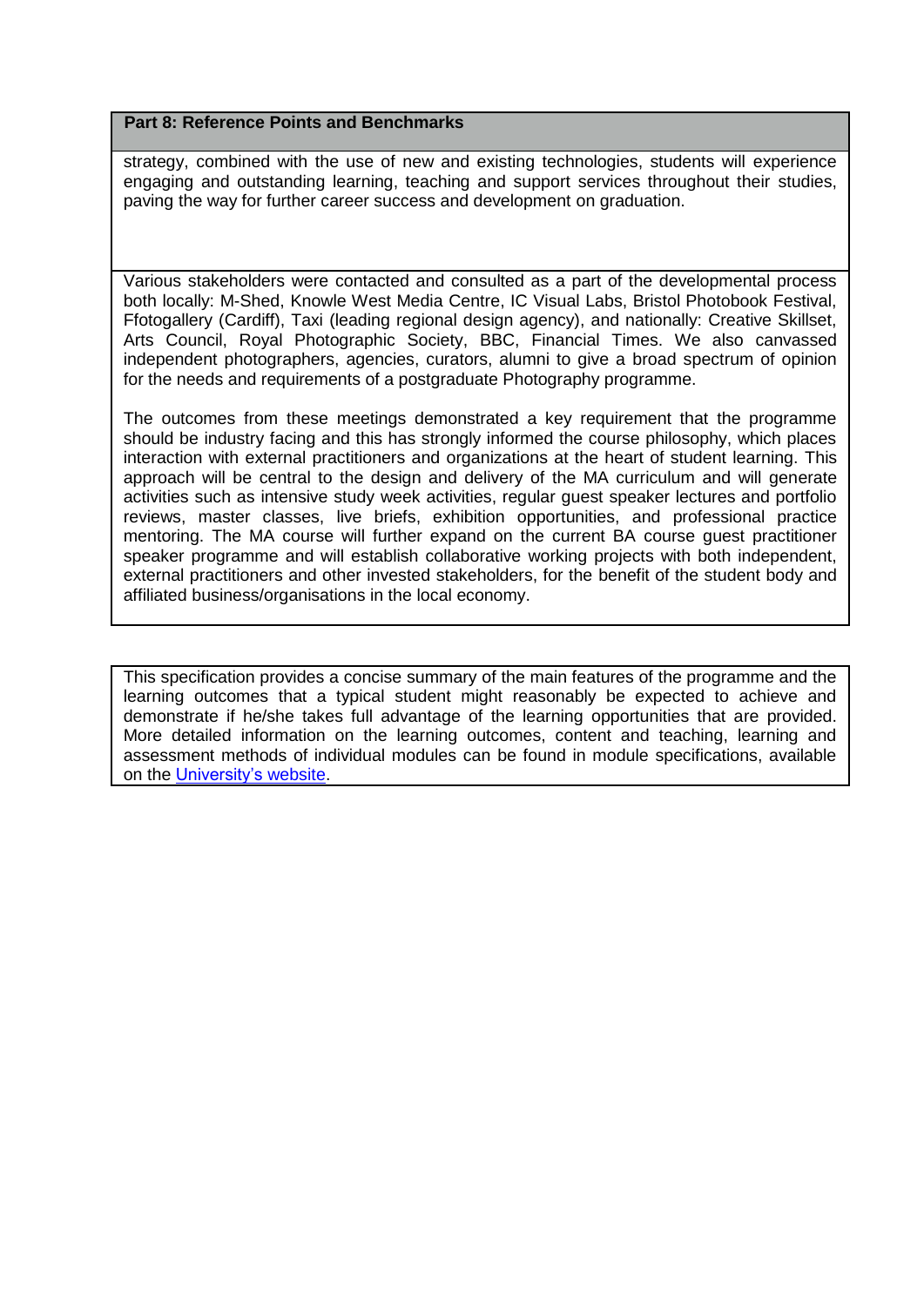**Part 8: Reference Points and Benchmarks**

strategy, combined with the use of new and existing technologies, students will experience engaging and outstanding learning, teaching and support services throughout their studies, paving the way for further career success and development on graduation.

Various stakeholders were contacted and consulted as a part of the developmental process both locally: M-Shed, Knowle West Media Centre, IC Visual Labs, Bristol Photobook Festival, Ffotogallery (Cardiff), Taxi (leading regional design agency), and nationally: Creative Skillset, Arts Council, Royal Photographic Society, BBC, Financial Times. We also canvassed independent photographers, agencies, curators, alumni to give a broad spectrum of opinion for the needs and requirements of a postgraduate Photography programme.

The outcomes from these meetings demonstrated a key requirement that the programme should be industry facing and this has strongly informed the course philosophy, which places interaction with external practitioners and organizations at the heart of student learning. This approach will be central to the design and delivery of the MA curriculum and will generate activities such as intensive study week activities, regular guest speaker lectures and portfolio reviews, master classes, live briefs, exhibition opportunities, and professional practice mentoring. The MA course will further expand on the current BA course guest practitioner speaker programme and will establish collaborative working projects with both independent, external practitioners and other invested stakeholders, for the benefit of the student body and affiliated business/organisations in the local economy.

This specification provides a concise summary of the main features of the programme and the learning outcomes that a typical student might reasonably be expected to achieve and demonstrate if he/she takes full advantage of the learning opportunities that are provided. More detailed information on the learning outcomes, content and teaching, learning and assessment methods of individual modules can be found in module specifications, available on the University's website.